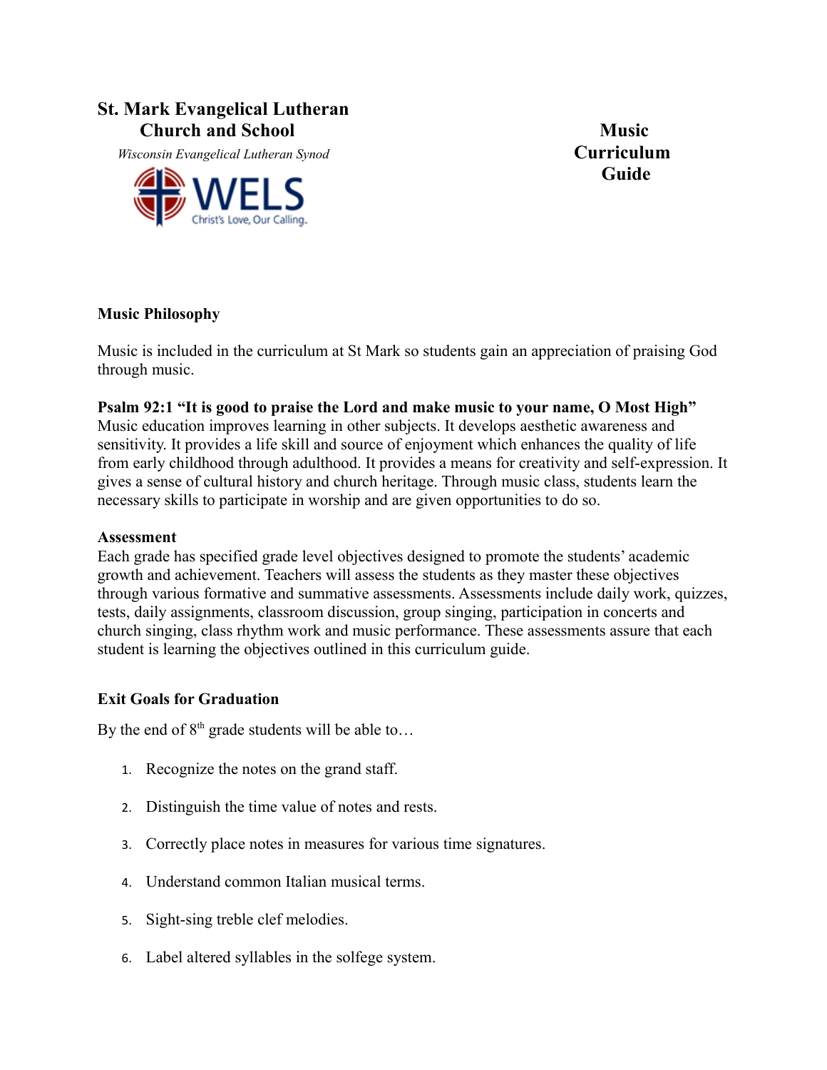# St. Mark Evangelical Lutheran Church and School

*Wisconsin Evangelical Lutheran Synod*

WELS
Christ's Love, Our Calling.

# Music Curriculum Guide

**Music Philosophy**

Music is included in the curriculum at St Mark so students gain an appreciation of praising God through music.

**Psalm 92:1 "It is good to praise the Lord and make music to your name, O Most High"**
Music education improves learning in other subjects. It develops aesthetic awareness and sensitivity. It provides a life skill and source of enjoyment which enhances the quality of life from early childhood through adulthood. It provides a means for creativity and self-expression. It gives a sense of cultural history and church heritage. Through music class, students learn the necessary skills to participate in worship and are given opportunities to do so.

**Assessment**
Each grade has specified grade level objectives designed to promote the students' academic growth and achievement. Teachers will assess the students as they master these objectives through various formative and summative assessments. Assessments include daily work, quizzes, tests, daily assignments, classroom discussion, group singing, participation in concerts and church singing, class rhythm work and music performance. These assessments assure that each student is learning the objectives outlined in this curriculum guide.

**Exit Goals for Graduation**

By the end of 8th grade students will be able to…

1. Recognize the notes on the grand staff.
2. Distinguish the time value of notes and rests.
3. Correctly place notes in measures for various time signatures.
4. Understand common Italian musical terms.
5. Sight-sing treble clef melodies.
6. Label altered syllables in the solfege system.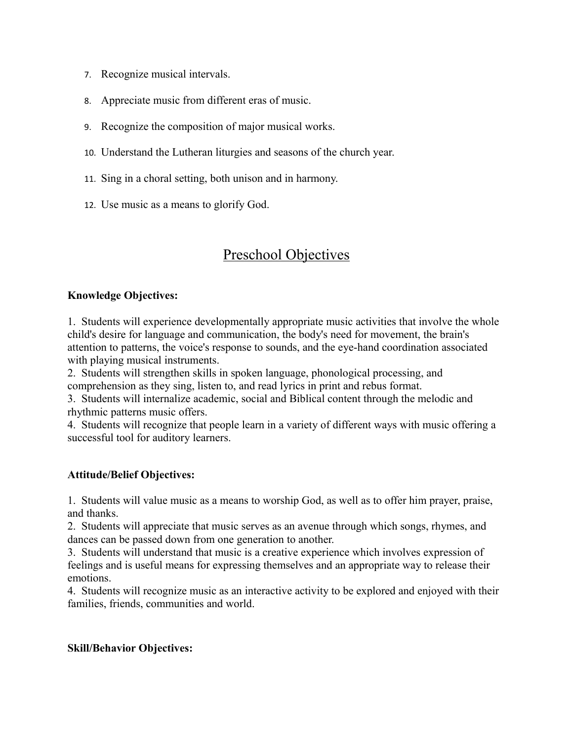7. Recognize musical intervals.

8. Appreciate music from different eras of music.

9. Recognize the composition of major musical works.

10. Understand the Lutheran liturgies and seasons of the church year.

11. Sing in a choral setting, both unison and in harmony.

12. Use music as a means to glorify God.

## Preschool Objectives

**Knowledge Objectives:**

1. Students will experience developmentally appropriate music activities that involve the whole child's desire for language and communication, the body's need for movement, the brain's attention to patterns, the voice's response to sounds, and the eye-hand coordination associated with playing musical instruments.
2. Students will strengthen skills in spoken language, phonological processing, and comprehension as they sing, listen to, and read lyrics in print and rebus format.
3. Students will internalize academic, social and Biblical content through the melodic and rhythmic patterns music offers.
4. Students will recognize that people learn in a variety of different ways with music offering a successful tool for auditory learners.

**Attitude/Belief Objectives:**

1. Students will value music as a means to worship God, as well as to offer him prayer, praise, and thanks.
2. Students will appreciate that music serves as an avenue through which songs, rhymes, and dances can be passed down from one generation to another.
3. Students will understand that music is a creative experience which involves expression of feelings and is useful means for expressing themselves and an appropriate way to release their emotions.
4. Students will recognize music as an interactive activity to be explored and enjoyed with their families, friends, communities and world.

**Skill/Behavior Objectives:**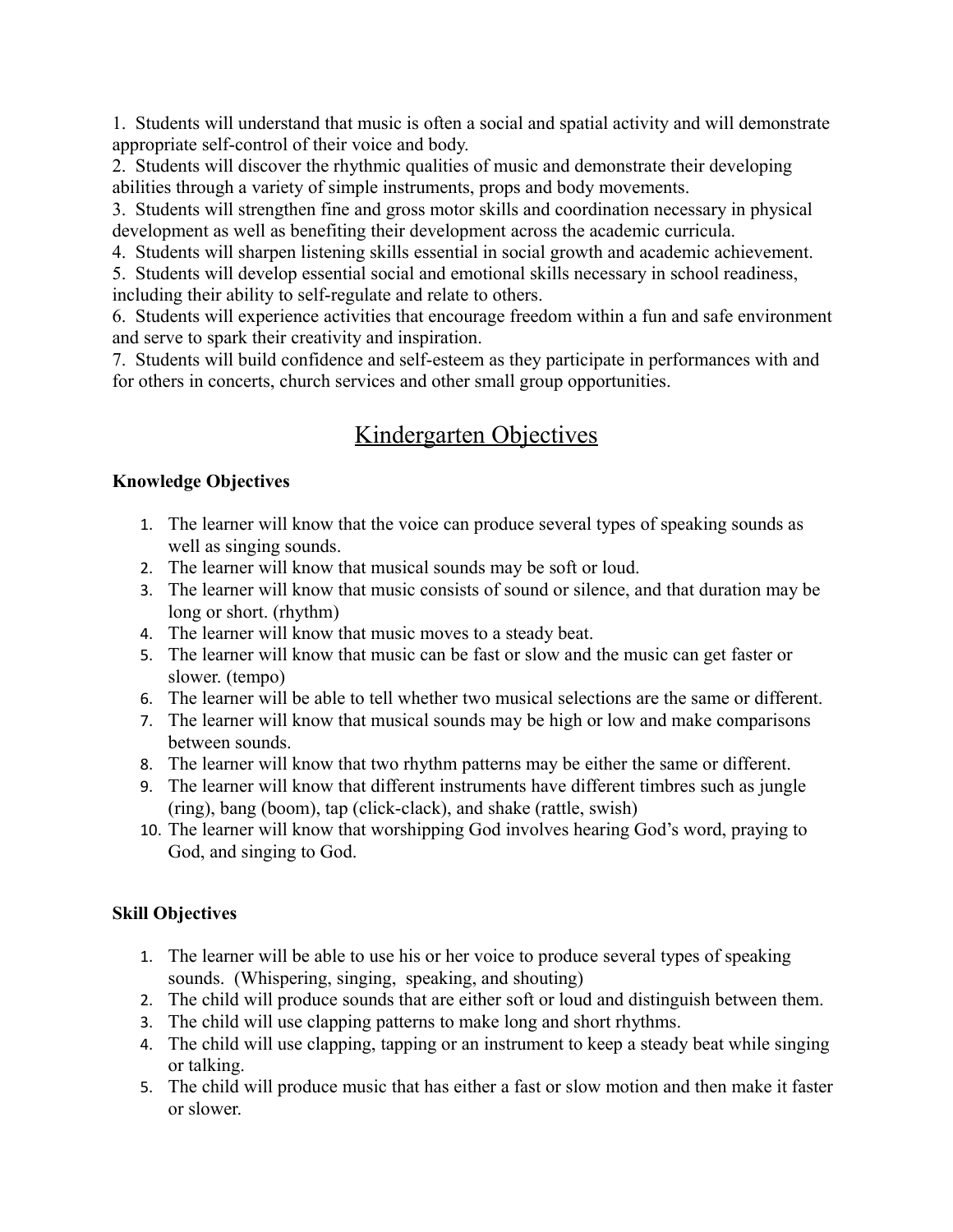1. Students will understand that music is often a social and spatial activity and will demonstrate appropriate self-control of their voice and body.
2. Students will discover the rhythmic qualities of music and demonstrate their developing abilities through a variety of simple instruments, props and body movements.
3. Students will strengthen fine and gross motor skills and coordination necessary in physical development as well as benefiting their development across the academic curricula.
4. Students will sharpen listening skills essential in social growth and academic achievement.
5. Students will develop essential social and emotional skills necessary in school readiness, including their ability to self-regulate and relate to others.
6. Students will experience activities that encourage freedom within a fun and safe environment and serve to spark their creativity and inspiration.
7. Students will build confidence and self-esteem as they participate in performances with and for others in concerts, church services and other small group opportunities.

## Kindergarten Objectives

**Knowledge Objectives**

1. The learner will know that the voice can produce several types of speaking sounds as well as singing sounds.
2. The learner will know that musical sounds may be soft or loud.
3. The learner will know that music consists of sound or silence, and that duration may be long or short. (rhythm)
4. The learner will know that music moves to a steady beat.
5. The learner will know that music can be fast or slow and the music can get faster or slower. (tempo)
6. The learner will be able to tell whether two musical selections are the same or different.
7. The learner will know that musical sounds may be high or low and make comparisons between sounds.
8. The learner will know that two rhythm patterns may be either the same or different.
9. The learner will know that different instruments have different timbres such as jungle (ring), bang (boom), tap (click-clack), and shake (rattle, swish)
10. The learner will know that worshipping God involves hearing God's word, praying to God, and singing to God.

**Skill Objectives**

1. The learner will be able to use his or her voice to produce several types of speaking sounds. (Whispering, singing, speaking, and shouting)
2. The child will produce sounds that are either soft or loud and distinguish between them.
3. The child will use clapping patterns to make long and short rhythms.
4. The child will use clapping, tapping or an instrument to keep a steady beat while singing or talking.
5. The child will produce music that has either a fast or slow motion and then make it faster or slower.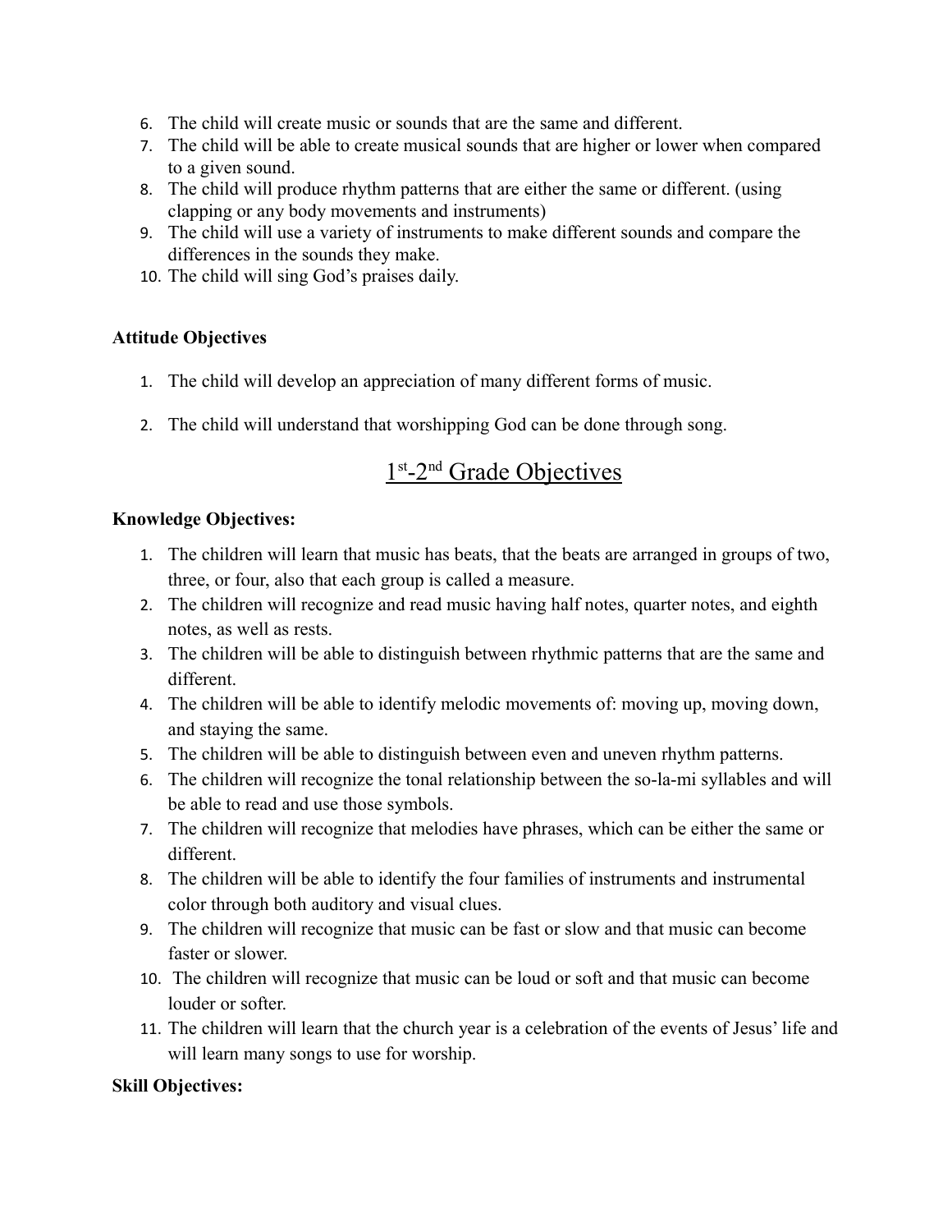6. The child will create music or sounds that are the same and different.
7. The child will be able to create musical sounds that are higher or lower when compared to a given sound.
8. The child will produce rhythm patterns that are either the same or different. (using clapping or any body movements and instruments)
9. The child will use a variety of instruments to make different sounds and compare the differences in the sounds they make.
10. The child will sing God's praises daily.

**Attitude Objectives**

1. The child will develop an appreciation of many different forms of music.

2. The child will understand that worshipping God can be done through song.

## 1st-2nd Grade Objectives

**Knowledge Objectives:**

1. The children will learn that music has beats, that the beats are arranged in groups of two, three, or four, also that each group is called a measure.
2. The children will recognize and read music having half notes, quarter notes, and eighth notes, as well as rests.
3. The children will be able to distinguish between rhythmic patterns that are the same and different.
4. The children will be able to identify melodic movements of: moving up, moving down, and staying the same.
5. The children will be able to distinguish between even and uneven rhythm patterns.
6. The children will recognize the tonal relationship between the so-la-mi syllables and will be able to read and use those symbols.
7. The children will recognize that melodies have phrases, which can be either the same or different.
8. The children will be able to identify the four families of instruments and instrumental color through both auditory and visual clues.
9. The children will recognize that music can be fast or slow and that music can become faster or slower.
10. The children will recognize that music can be loud or soft and that music can become louder or softer.
11. The children will learn that the church year is a celebration of the events of Jesus' life and will learn many songs to use for worship.

**Skill Objectives:**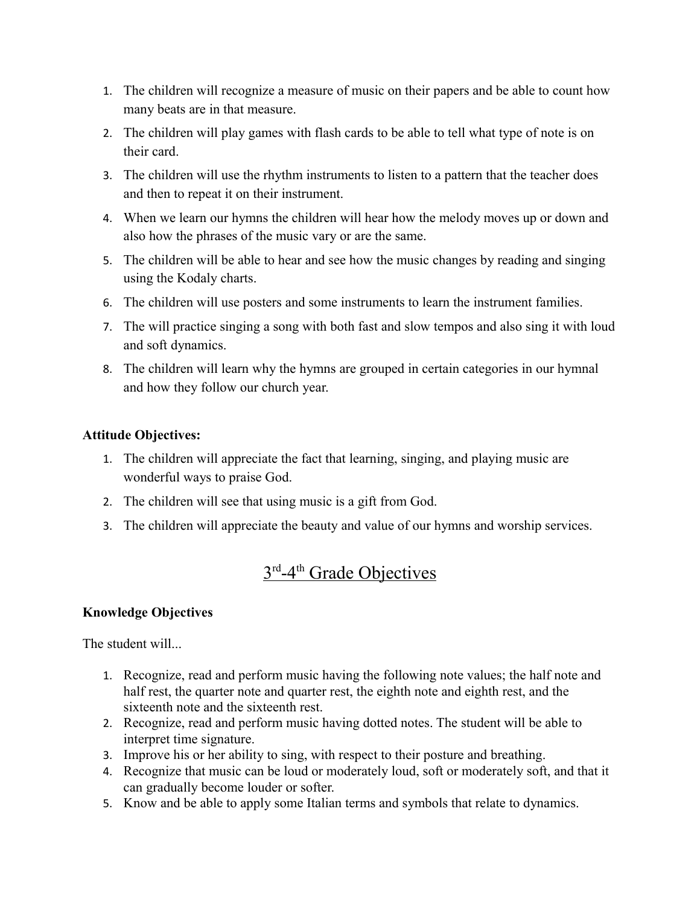1. The children will recognize a measure of music on their papers and be able to count how many beats are in that measure.
2. The children will play games with flash cards to be able to tell what type of note is on their card.
3. The children will use the rhythm instruments to listen to a pattern that the teacher does and then to repeat it on their instrument.
4. When we learn our hymns the children will hear how the melody moves up or down and also how the phrases of the music vary or are the same.
5. The children will be able to hear and see how the music changes by reading and singing using the Kodaly charts.
6. The children will use posters and some instruments to learn the instrument families.
7. The will practice singing a song with both fast and slow tempos and also sing it with loud and soft dynamics.
8. The children will learn why the hymns are grouped in certain categories in our hymnal and how they follow our church year.

**Attitude Objectives:**

1. The children will appreciate the fact that learning, singing, and playing music are wonderful ways to praise God.
2. The children will see that using music is a gift from God.
3. The children will appreciate the beauty and value of our hymns and worship services.

## 3rd-4th Grade Objectives

**Knowledge Objectives**

The student will...

1. Recognize, read and perform music having the following note values; the half note and half rest, the quarter note and quarter rest, the eighth note and eighth rest, and the sixteenth note and the sixteenth rest.
2. Recognize, read and perform music having dotted notes. The student will be able to interpret time signature.
3. Improve his or her ability to sing, with respect to their posture and breathing.
4. Recognize that music can be loud or moderately loud, soft or moderately soft, and that it can gradually become louder or softer.
5. Know and be able to apply some Italian terms and symbols that relate to dynamics.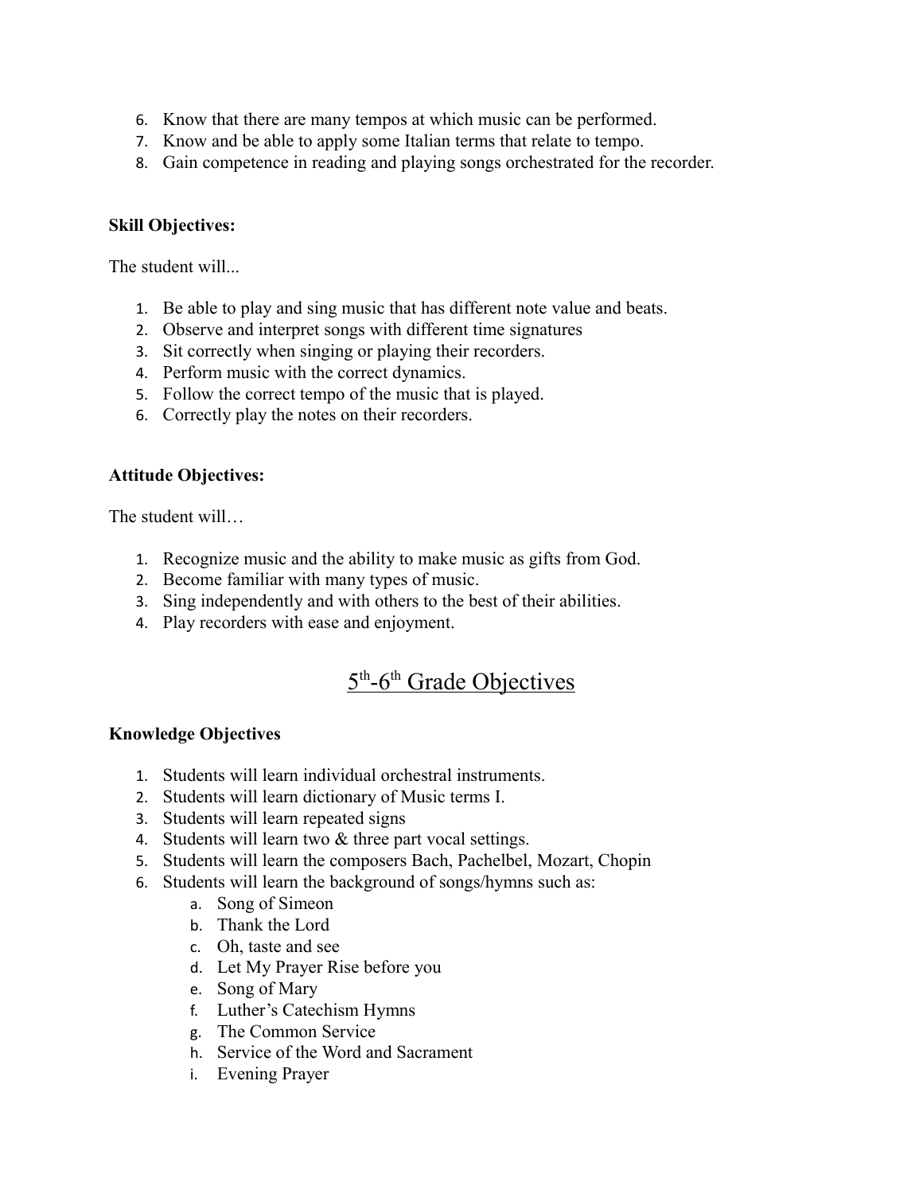6. Know that there are many tempos at which music can be performed.
7. Know and be able to apply some Italian terms that relate to tempo.
8. Gain competence in reading and playing songs orchestrated for the recorder.

**Skill Objectives:**

The student will...

1. Be able to play and sing music that has different note value and beats.
2. Observe and interpret songs with different time signatures
3. Sit correctly when singing or playing their recorders.
4. Perform music with the correct dynamics.
5. Follow the correct tempo of the music that is played.
6. Correctly play the notes on their recorders.

**Attitude Objectives:**

The student will…

1. Recognize music and the ability to make music as gifts from God.
2. Become familiar with many types of music.
3. Sing independently and with others to the best of their abilities.
4. Play recorders with ease and enjoyment.

## 5th-6th Grade Objectives

**Knowledge Objectives**

1. Students will learn individual orchestral instruments.
2. Students will learn dictionary of Music terms I.
3. Students will learn repeated signs
4. Students will learn two & three part vocal settings.
5. Students will learn the composers Bach, Pachelbel, Mozart, Chopin
6. Students will learn the background of songs/hymns such as:
   a. Song of Simeon
   b. Thank the Lord
   c. Oh, taste and see
   d. Let My Prayer Rise before you
   e. Song of Mary
   f. Luther's Catechism Hymns
   g. The Common Service
   h. Service of the Word and Sacrament
   i. Evening Prayer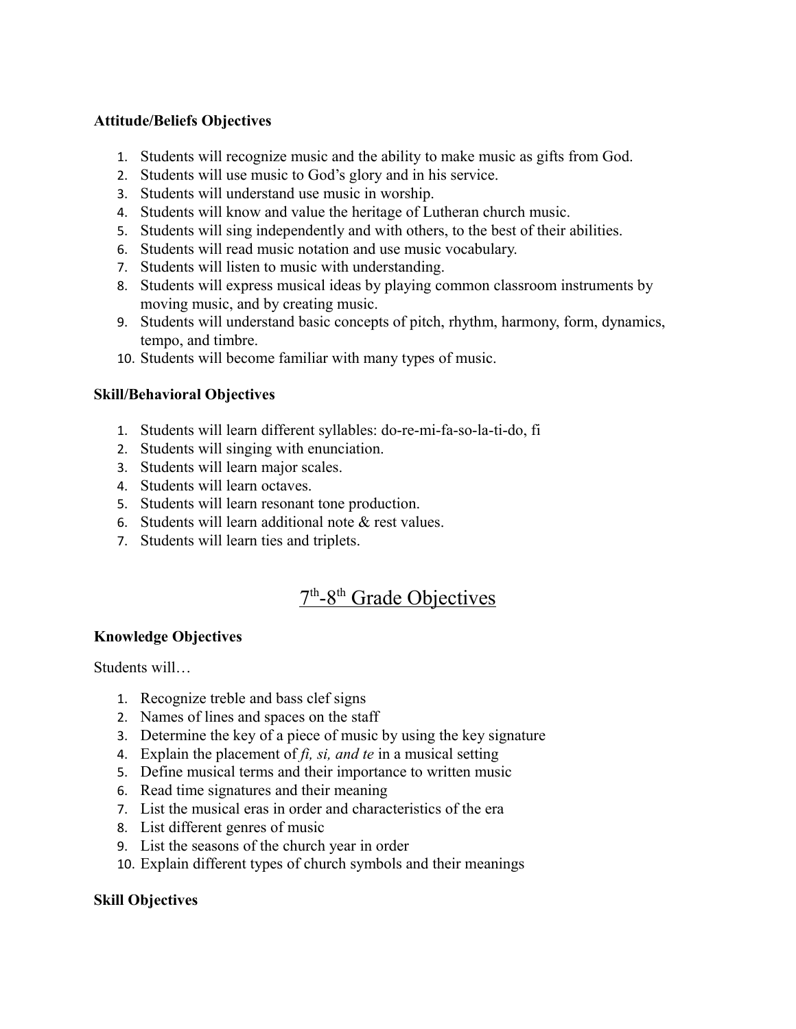**Attitude/Beliefs Objectives**

1. Students will recognize music and the ability to make music as gifts from God.
2. Students will use music to God's glory and in his service.
3. Students will understand use music in worship.
4. Students will know and value the heritage of Lutheran church music.
5. Students will sing independently and with others, to the best of their abilities.
6. Students will read music notation and use music vocabulary.
7. Students will listen to music with understanding.
8. Students will express musical ideas by playing common classroom instruments by moving music, and by creating music.
9. Students will understand basic concepts of pitch, rhythm, harmony, form, dynamics, tempo, and timbre.
10. Students will become familiar with many types of music.

**Skill/Behavioral Objectives**

1. Students will learn different syllables: do-re-mi-fa-so-la-ti-do, fi
2. Students will singing with enunciation.
3. Students will learn major scales.
4. Students will learn octaves.
5. Students will learn resonant tone production.
6. Students will learn additional note & rest values.
7. Students will learn ties and triplets.

## 7th-8th Grade Objectives

**Knowledge Objectives**

Students will…

1. Recognize treble and bass clef signs
2. Names of lines and spaces on the staff
3. Determine the key of a piece of music by using the key signature
4. Explain the placement of *fi, si, and te* in a musical setting
5. Define musical terms and their importance to written music
6. Read time signatures and their meaning
7. List the musical eras in order and characteristics of the era
8. List different genres of music
9. List the seasons of the church year in order
10. Explain different types of church symbols and their meanings

**Skill Objectives**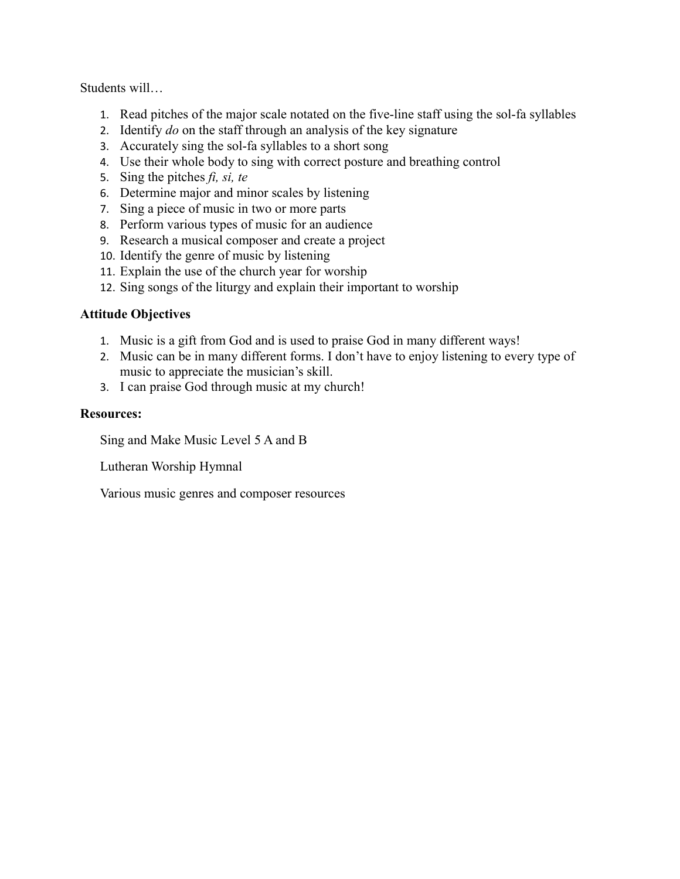Students will…

1. Read pitches of the major scale notated on the five-line staff using the sol-fa syllables
2. Identify *do* on the staff through an analysis of the key signature
3. Accurately sing the sol-fa syllables to a short song
4. Use their whole body to sing with correct posture and breathing control
5. Sing the pitches *fi, si, te*
6. Determine major and minor scales by listening
7. Sing a piece of music in two or more parts
8. Perform various types of music for an audience
9. Research a musical composer and create a project
10. Identify the genre of music by listening
11. Explain the use of the church year for worship
12. Sing songs of the liturgy and explain their important to worship

**Attitude Objectives**

1. Music is a gift from God and is used to praise God in many different ways!
2. Music can be in many different forms. I don't have to enjoy listening to every type of music to appreciate the musician's skill.
3. I can praise God through music at my church!

**Resources:**

Sing and Make Music Level 5 A and B

Lutheran Worship Hymnal

Various music genres and composer resources